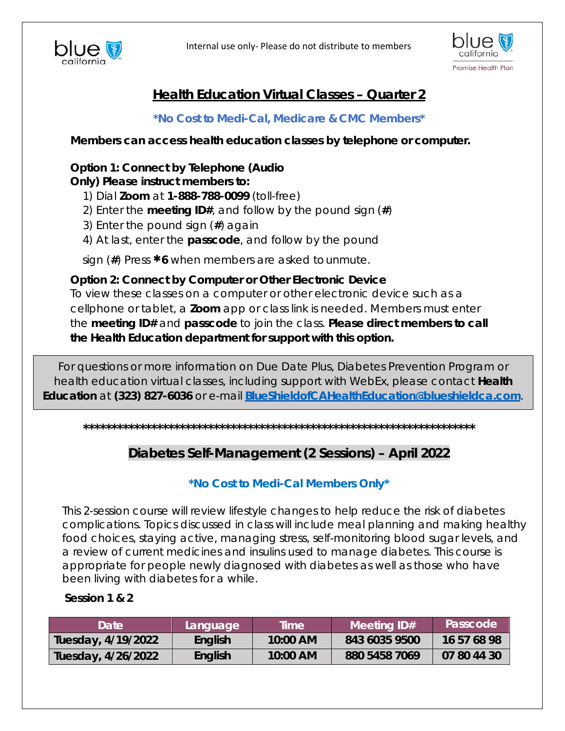Internal use only- Please do not distribute to members

# Health Education Virtual Classes – Quarter 2

**\*No Cost to Medi-Cal, Medicare & CMC Members\***

**Members can access health education classes by telephone or computer.**

**Option 1: Connect by Telephone (Audio Only) Please instruct members to:**

1) Dial **Zoom** at **1-888-788-0099** (toll-free)
2) Enter the **meeting ID#**, and follow by the pound sign (**#**)
3) Enter the pound sign (**#**) again
4) At last, enter the **passcode**, and follow by the pound sign (**#**) Press **\*6** when members are asked to unmute.

**Option 2: Connect by Computer or Other Electronic Device**

To view these classes on a computer or other electronic device such as a cellphone or tablet, a **Zoom** app or class link is needed. Members must enter the **meeting ID#** and **passcode** to join the class. **Please direct members to call the Health Education department for support with this option.**

For questions or more information on Due Date Plus, Diabetes Prevention Program or health education virtual classes, including support with WebEx, please contact **Health Education** at **(323) 827-6036** or e-mail **BlueShieldofCAHealthEducation@blueshieldca.com**.

\*\*\*\*\*\*\*\*\*\*\*\*\*\*\*\*\*\*\*\*\*\*\*\*\*\*\*\*\*\*\*\*\*\*\*\*\*\*\*\*\*\*\*\*\*\*\*\*\*\*\*\*\*\*\*\*\*\*\*\*\*\*\*\*\*\*\*\*\*\*\*\*

## Diabetes Self-Management (2 Sessions) – April 2022

**\*No Cost to Medi-Cal Members Only\***

This 2-session course will review lifestyle changes to help reduce the risk of diabetes complications. Topics discussed in class will include meal planning and making healthy food choices, staying active, managing stress, self-monitoring blood sugar levels, and a review of current medicines and insulins used to manage diabetes. This course is appropriate for people newly diagnosed with diabetes as well as those who have been living with diabetes for a while.

**Session 1 & 2**

| Date | Language | Time | Meeting ID# | Passcode |
|---|---|---|---|---|
| Tuesday, 4/19/2022 | English | 10:00 AM | 843 6035 9500 | 16 57 68 98 |
| Tuesday, 4/26/2022 | English | 10:00 AM | 880 5458 7069 | 07 80 44 30 |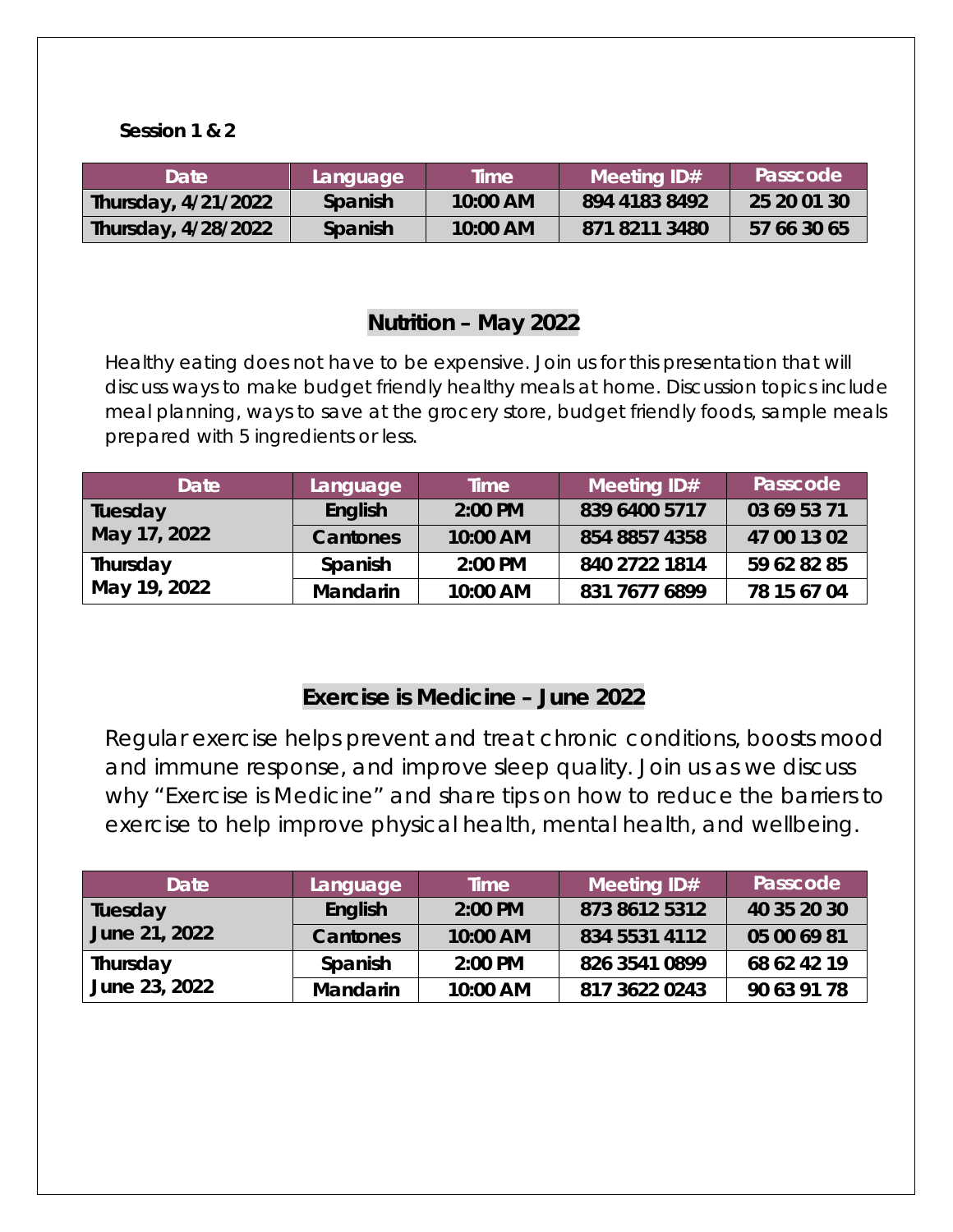**Session 1 & 2**

| Date | Language | Time | Meeting ID# | Passcode |
| --- | --- | --- | --- | --- |
| Thursday, 4/21/2022 | Spanish | 10:00 AM | 894 4183 8492 | 25 20 01 30 |
| Thursday, 4/28/2022 | Spanish | 10:00 AM | 871 8211 3480 | 57 66 30 65 |

## Nutrition – May 2022

Healthy eating does not have to be expensive. Join us for this presentation that will discuss ways to make budget friendly healthy meals at home. Discussion topics include meal planning, ways to save at the grocery store, budget friendly foods, sample meals prepared with 5 ingredients or less.

| Date | Language | Time | Meeting ID# | Passcode |
| --- | --- | --- | --- | --- |
| Tuesday May 17, 2022 | English | 2:00 PM | 839 6400 5717 | 03 69 53 71 |
| | Cantones | 10:00 AM | 854 8857 4358 | 47 00 13 02 |
| Thursday May 19, 2022 | Spanish | 2:00 PM | 840 2722 1814 | 59 62 82 85 |
| | Mandarin | 10:00 AM | 831 7677 6899 | 78 15 67 04 |

## Exercise is Medicine – June 2022

Regular exercise helps prevent and treat chronic conditions, boosts mood and immune response, and improve sleep quality. Join us as we discuss why "Exercise is Medicine" and share tips on how to reduce the barriers to exercise to help improve physical health, mental health, and wellbeing.

| Date | Language | Time | Meeting ID# | Passcode |
| --- | --- | --- | --- | --- |
| Tuesday June 21, 2022 | English | 2:00 PM | 873 8612 5312 | 40 35 20 30 |
| | Cantones | 10:00 AM | 834 5531 4112 | 05 00 69 81 |
| Thursday June 23, 2022 | Spanish | 2:00 PM | 826 3541 0899 | 68 62 42 19 |
| | Mandarin | 10:00 AM | 817 3622 0243 | 90 63 91 78 |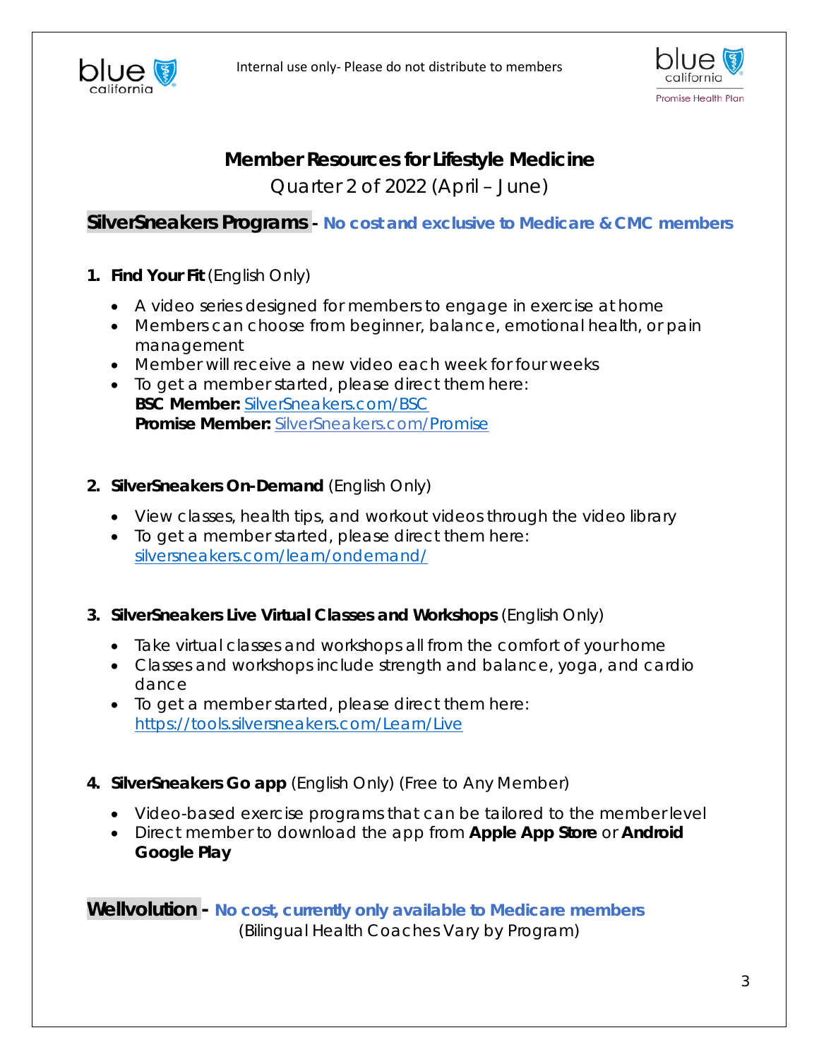Internal use only- Please do not distribute to members

# Member Resources for Lifestyle Medicine

Quarter 2 of 2022 (April – June)

## SilverSneakers Programs - No cost and exclusive to Medicare & CMC members

1. **Find Your Fit** (English Only)
   - A video series designed for members to engage in exercise at home
   - Members can choose from beginner, balance, emotional health, or pain management
   - Member will receive a new video each week for four weeks
   - To get a member started, please direct them here:
     **BSC Member:** SilverSneakers.com/BSC
     **Promise Member:** SilverSneakers.com/Promise

2. **SilverSneakers On-Demand** (English Only)
   - View classes, health tips, and workout videos through the video library
   - To get a member started, please direct them here: silversneakers.com/learn/ondemand/

3. **SilverSneakers Live Virtual Classes and Workshops** (English Only)
   - Take virtual classes and workshops all from the comfort of your home
   - Classes and workshops include strength and balance, yoga, and cardio dance
   - To get a member started, please direct them here: https://tools.silversneakers.com/Learn/Live

4. **SilverSneakers Go app** (English Only) (Free to Any Member)
   - Video-based exercise programs that can be tailored to the member level
   - Direct member to download the app from **Apple App Store** or **Android Google Play**

## Wellvolution - No cost, currently only available to Medicare members

(Bilingual Health Coaches Vary by Program)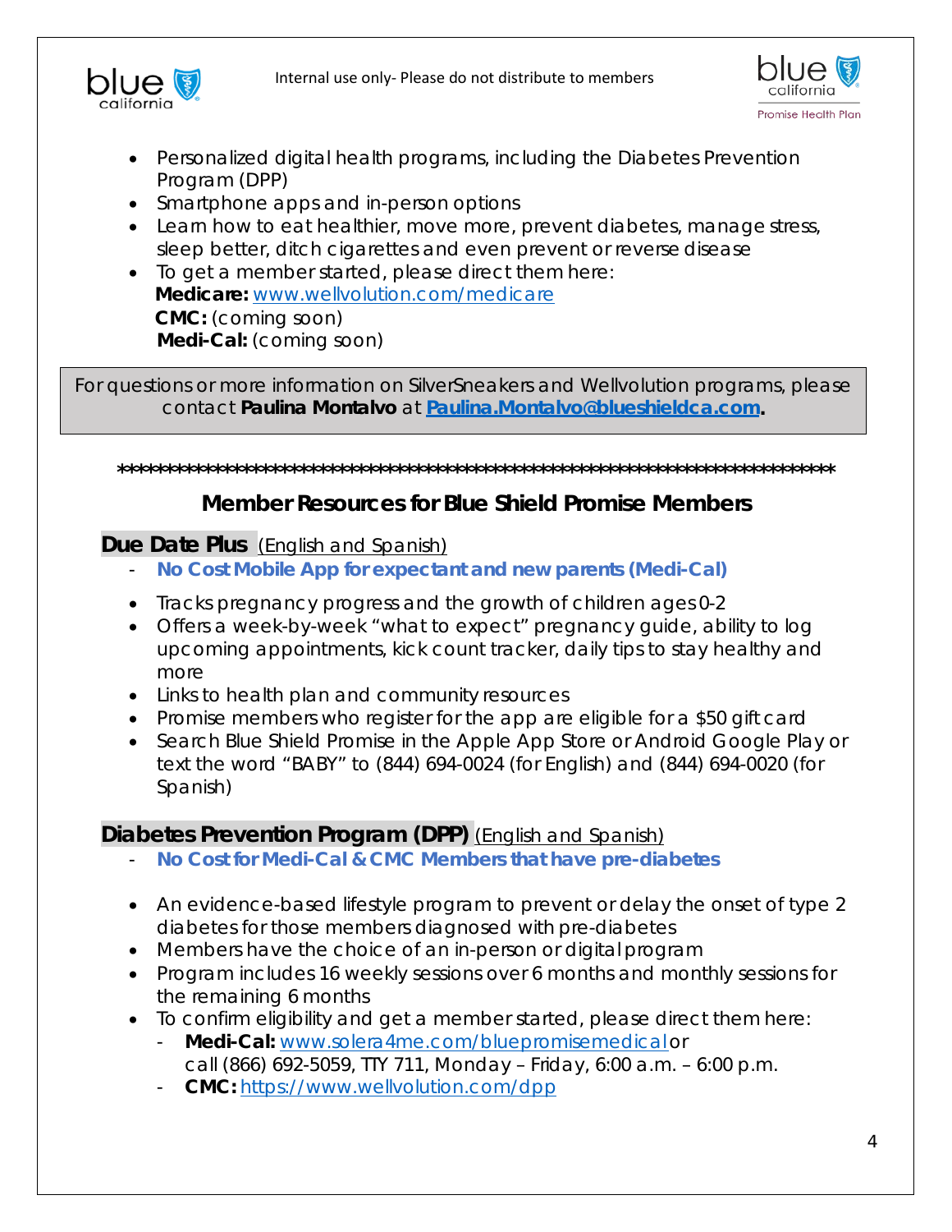- Personalized digital health programs, including the Diabetes Prevention Program (DPP)
- Smartphone apps and in-person options
- Learn how to eat healthier, move more, prevent diabetes, manage stress, sleep better, ditch cigarettes and even prevent or reverse disease
- To get a member started, please direct them here:
  **Medicare:** www.wellvolution.com/medicare
  **CMC:** (coming soon)
  **Medi-Cal:** (coming soon)

For questions or more information on SilverSneakers and Wellvolution programs, please contact **Paulina Montalvo** at **Paulina.Montalvo@blueshieldca.com.**

****************************************************************************

## Member Resources for Blue Shield Promise Members

### Due Date Plus (English and Spanish)

- **No Cost Mobile App for expectant and new parents (Medi-Cal)**

- Tracks pregnancy progress and the growth of children ages 0-2
- Offers a week-by-week "what to expect" pregnancy guide, ability to log upcoming appointments, kick count tracker, daily tips to stay healthy and more
- Links to health plan and community resources
- Promise members who register for the app are eligible for a $50 gift card
- Search Blue Shield Promise in the Apple App Store or Android Google Play or text the word "BABY" to (844) 694-0024 (for English) and (844) 694-0020 (for Spanish)

### Diabetes Prevention Program (DPP) (English and Spanish)

- **No Cost for Medi-Cal & CMC Members that have pre-diabetes**

- An evidence-based lifestyle program to prevent or delay the onset of type 2 diabetes for those members diagnosed with pre-diabetes
- Members have the choice of an in-person or digital program
- Program includes 16 weekly sessions over 6 months and monthly sessions for the remaining 6 months
- To confirm eligibility and get a member started, please direct them here:
  - **Medi-Cal:** www.solera4me.com/bluepromisemedical or call (866) 692-5059, TTY 711, Monday – Friday, 6:00 a.m. – 6:00 p.m.
  - **CMC:** https://www.wellvolution.com/dpp